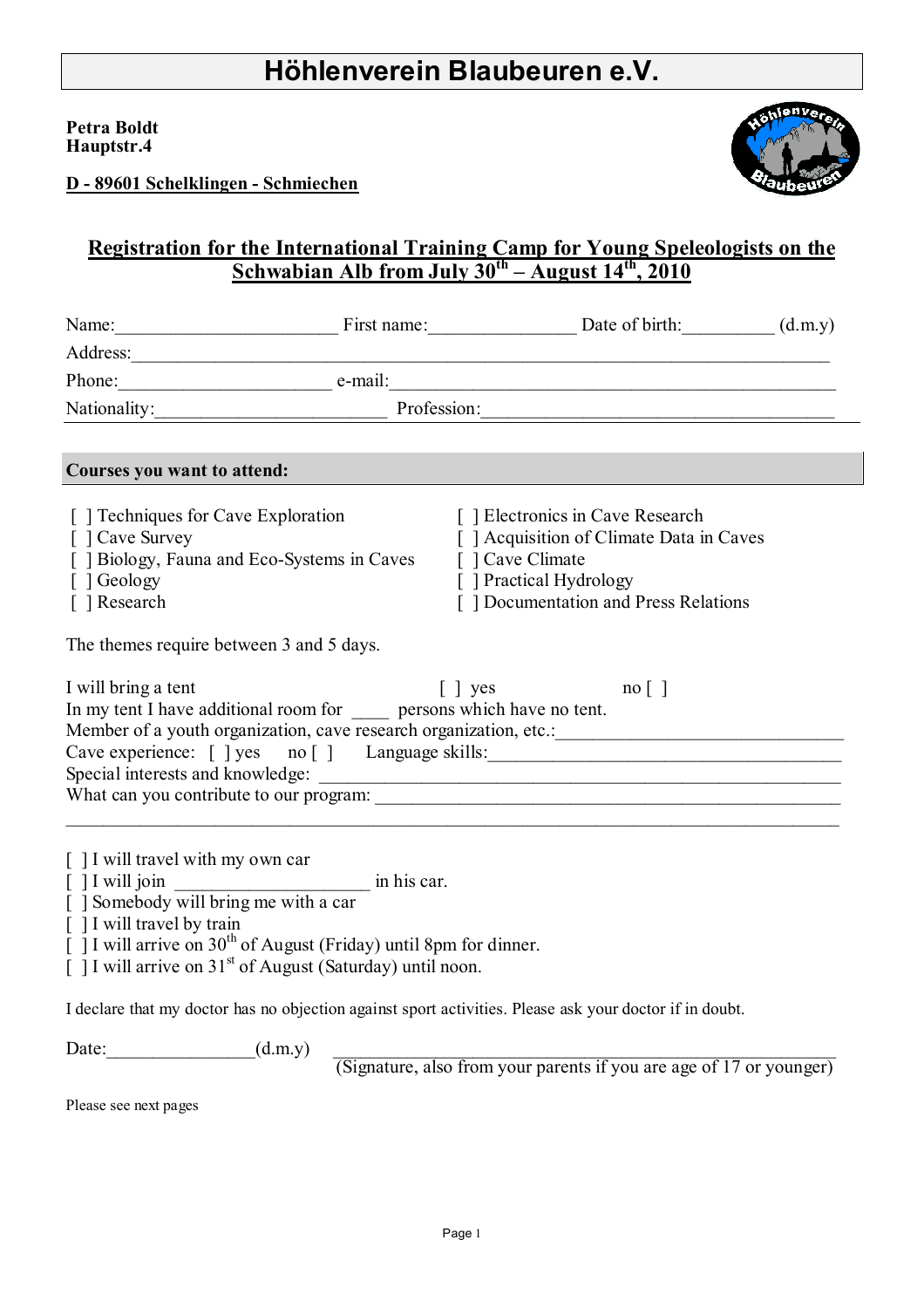# Höhlenverein Blaubeuren e.V.

**Petra Boldt**
**Hauptstr.4**

**D - 89601 Schelklingen - Schmiechen**

## Registration for the International Training Camp for Young Speleologists on the Schwabian Alb from July 30th – August 14th, 2010

Name:_______________________ First name:_______________ Date of birth:_________ (d.m.y)

Address:___________________________________________________________________________

Phone:______________________ e-mail:_____________________________________________

Nationality:________________________ Profession:_____________________________________

**Courses you want to attend:**

[ ] Techniques for Cave Exploration
[ ] Cave Survey
[ ] Biology, Fauna and Eco-Systems in Caves
[ ] Geology
[ ] Research
[ ] Electronics in Cave Research
[ ] Acquisition of Climate Data in Caves
[ ] Cave Climate
[ ] Practical Hydrology
[ ] Documentation and Press Relations

The themes require between 3 and 5 days.

I will bring a tent [ ] yes no [ ]
In my tent I have additional room for ____ persons which have no tent.
Member of a youth organization, cave research organization, etc.:______________________________
Cave experience: [ ] yes no [ ] Language skills:_____________________________________
Special interests and knowledge: ____________________________________________________
What can you contribute to our program: _____________________________________________
______________________________________________________________________________

[ ] I will travel with my own car
[ ] I will join ____________________ in his car.
[ ] Somebody will bring me with a car
[ ] I will travel by train
[ ] I will arrive on 30th of August (Friday) until 8pm for dinner.
[ ] I will arrive on 31st of August (Saturday) until noon.

I declare that my doctor has no objection against sport activities. Please ask your doctor if in doubt.

Date:_______________(d.m.y) ____________________________________________________
(Signature, also from your parents if you are age of 17 or younger)

Please see next pages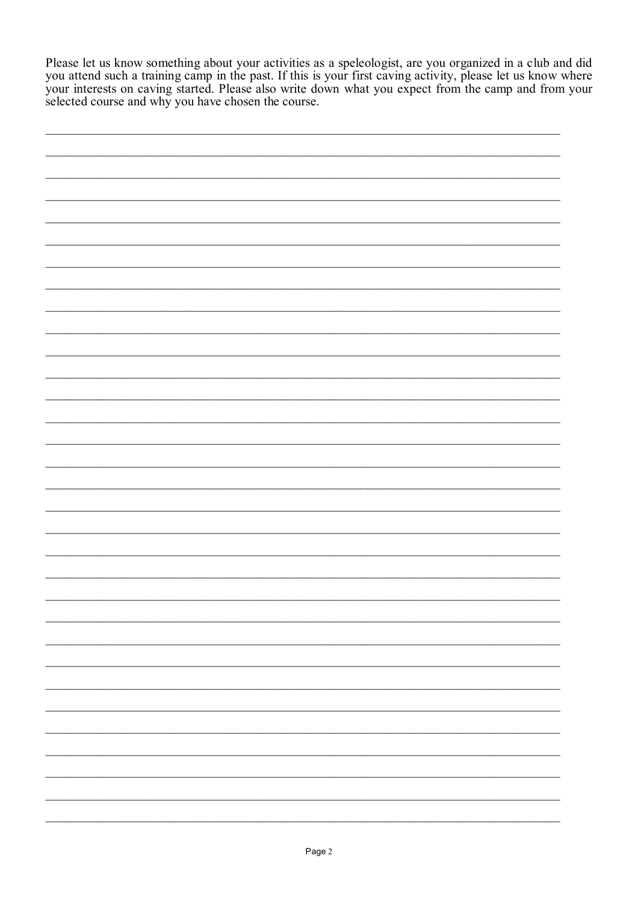Please let us know something about your activities as a speleologist, are you organized in a club and did you attend such a training camp in the past. If this is your first caving activity, please let us know where your interests on caving started. Please also write down what you expect from the camp and from your selected course and why you have chosen the course.

\_\_\_\_\_\_\_\_\_\_\_\_\_\_\_\_\_\_\_\_\_\_\_\_\_\_\_\_\_\_\_\_\_\_\_\_\_\_\_\_\_\_\_\_\_\_\_\_\_\_\_\_\_\_\_\_\_\_\_\_\_\_\_\_\_\_\_\_\_\_\_\_\_\_\_\_\_\_

\_\_\_\_\_\_\_\_\_\_\_\_\_\_\_\_\_\_\_\_\_\_\_\_\_\_\_\_\_\_\_\_\_\_\_\_\_\_\_\_\_\_\_\_\_\_\_\_\_\_\_\_\_\_\_\_\_\_\_\_\_\_\_\_\_\_\_\_\_\_\_\_\_\_\_\_\_\_

\_\_\_\_\_\_\_\_\_\_\_\_\_\_\_\_\_\_\_\_\_\_\_\_\_\_\_\_\_\_\_\_\_\_\_\_\_\_\_\_\_\_\_\_\_\_\_\_\_\_\_\_\_\_\_\_\_\_\_\_\_\_\_\_\_\_\_\_\_\_\_\_\_\_\_\_\_\_

\_\_\_\_\_\_\_\_\_\_\_\_\_\_\_\_\_\_\_\_\_\_\_\_\_\_\_\_\_\_\_\_\_\_\_\_\_\_\_\_\_\_\_\_\_\_\_\_\_\_\_\_\_\_\_\_\_\_\_\_\_\_\_\_\_\_\_\_\_\_\_\_\_\_\_\_\_\_

\_\_\_\_\_\_\_\_\_\_\_\_\_\_\_\_\_\_\_\_\_\_\_\_\_\_\_\_\_\_\_\_\_\_\_\_\_\_\_\_\_\_\_\_\_\_\_\_\_\_\_\_\_\_\_\_\_\_\_\_\_\_\_\_\_\_\_\_\_\_\_\_\_\_\_\_\_\_

\_\_\_\_\_\_\_\_\_\_\_\_\_\_\_\_\_\_\_\_\_\_\_\_\_\_\_\_\_\_\_\_\_\_\_\_\_\_\_\_\_\_\_\_\_\_\_\_\_\_\_\_\_\_\_\_\_\_\_\_\_\_\_\_\_\_\_\_\_\_\_\_\_\_\_\_\_\_

\_\_\_\_\_\_\_\_\_\_\_\_\_\_\_\_\_\_\_\_\_\_\_\_\_\_\_\_\_\_\_\_\_\_\_\_\_\_\_\_\_\_\_\_\_\_\_\_\_\_\_\_\_\_\_\_\_\_\_\_\_\_\_\_\_\_\_\_\_\_\_\_\_\_\_\_\_\_

\_\_\_\_\_\_\_\_\_\_\_\_\_\_\_\_\_\_\_\_\_\_\_\_\_\_\_\_\_\_\_\_\_\_\_\_\_\_\_\_\_\_\_\_\_\_\_\_\_\_\_\_\_\_\_\_\_\_\_\_\_\_\_\_\_\_\_\_\_\_\_\_\_\_\_\_\_\_

\_\_\_\_\_\_\_\_\_\_\_\_\_\_\_\_\_\_\_\_\_\_\_\_\_\_\_\_\_\_\_\_\_\_\_\_\_\_\_\_\_\_\_\_\_\_\_\_\_\_\_\_\_\_\_\_\_\_\_\_\_\_\_\_\_\_\_\_\_\_\_\_\_\_\_\_\_\_

\_\_\_\_\_\_\_\_\_\_\_\_\_\_\_\_\_\_\_\_\_\_\_\_\_\_\_\_\_\_\_\_\_\_\_\_\_\_\_\_\_\_\_\_\_\_\_\_\_\_\_\_\_\_\_\_\_\_\_\_\_\_\_\_\_\_\_\_\_\_\_\_\_\_\_\_\_\_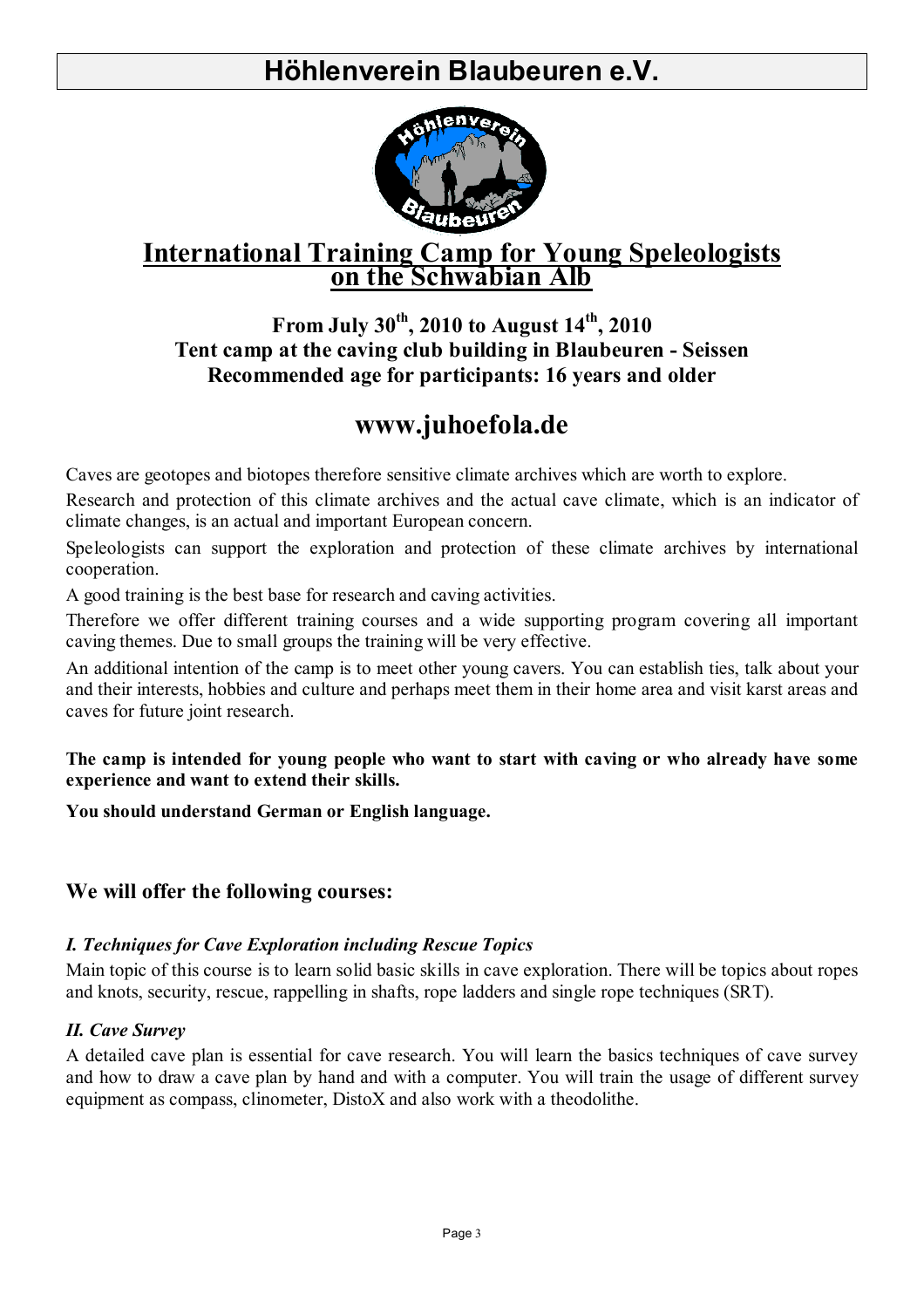# Höhlenverein Blaubeuren e.V.

## International Training Camp for Young Speleologists on the Schwabian Alb

**From July 30th, 2010 to August 14th, 2010**
**Tent camp at the caving club building in Blaubeuren - Seissen**
**Recommended age for participants: 16 years and older**

## www.juhoefola.de

Caves are geotopes and biotopes therefore sensitive climate archives which are worth to explore.

Research and protection of this climate archives and the actual cave climate, which is an indicator of climate changes, is an actual and important European concern.

Speleologists can support the exploration and protection of these climate archives by international cooperation.

A good training is the best base for research and caving activities.

Therefore we offer different training courses and a wide supporting program covering all important caving themes. Due to small groups the training will be very effective.

An additional intention of the camp is to meet other young cavers. You can establish ties, talk about your and their interests, hobbies and culture and perhaps meet them in their home area and visit karst areas and caves for future joint research.

**The camp is intended for young people who want to start with caving or who already have some experience and want to extend their skills.**

**You should understand German or English language.**

### We will offer the following courses:

#### *I. Techniques for Cave Exploration including Rescue Topics*

Main topic of this course is to learn solid basic skills in cave exploration. There will be topics about ropes and knots, security, rescue, rappelling in shafts, rope ladders and single rope techniques (SRT).

#### *II. Cave Survey*

A detailed cave plan is essential for cave research. You will learn the basics techniques of cave survey and how to draw a cave plan by hand and with a computer. You will train the usage of different survey equipment as compass, clinometer, DistoX and also work with a theodolithe.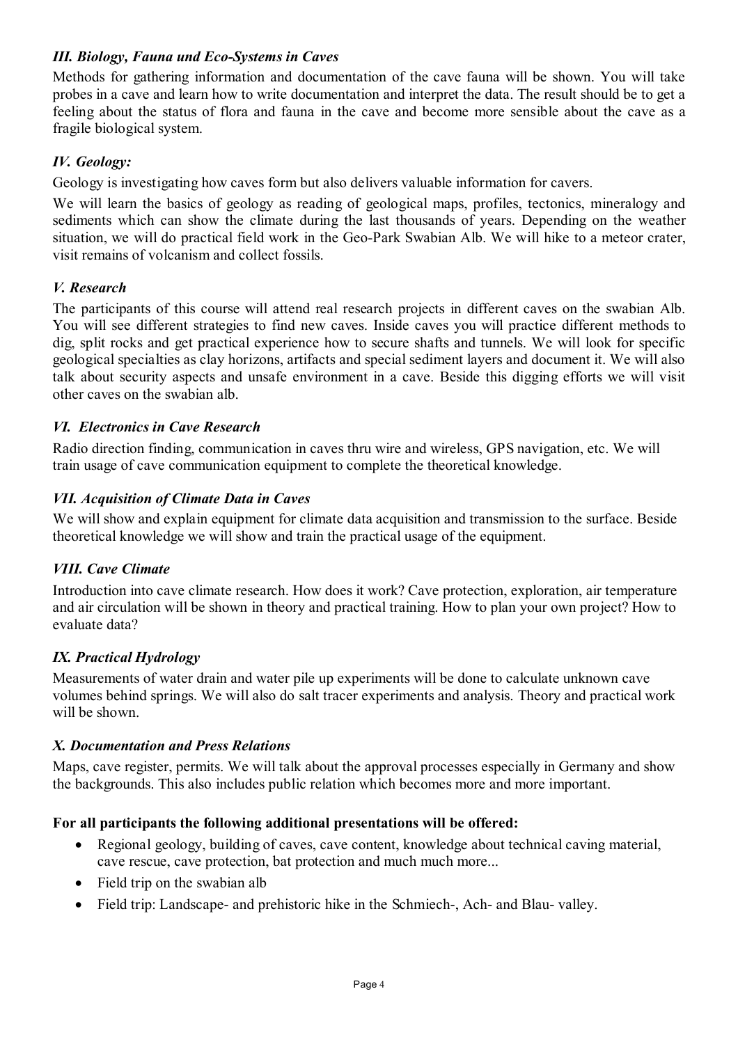### *III. Biology, Fauna und Eco-Systems in Caves*

Methods for gathering information and documentation of the cave fauna will be shown. You will take probes in a cave and learn how to write documentation and interpret the data. The result should be to get a feeling about the status of flora and fauna in the cave and become more sensible about the cave as a fragile biological system.

### *IV. Geology:*

Geology is investigating how caves form but also delivers valuable information for cavers.

We will learn the basics of geology as reading of geological maps, profiles, tectonics, mineralogy and sediments which can show the climate during the last thousands of years. Depending on the weather situation, we will do practical field work in the Geo-Park Swabian Alb. We will hike to a meteor crater, visit remains of volcanism and collect fossils.

### *V. Research*

The participants of this course will attend real research projects in different caves on the swabian Alb. You will see different strategies to find new caves. Inside caves you will practice different methods to dig, split rocks and get practical experience how to secure shafts and tunnels. We will look for specific geological specialties as clay horizons, artifacts and special sediment layers and document it. We will also talk about security aspects and unsafe environment in a cave. Beside this digging efforts we will visit other caves on the swabian alb.

### *VI. Electronics in Cave Research*

Radio direction finding, communication in caves thru wire and wireless, GPS navigation, etc. We will train usage of cave communication equipment to complete the theoretical knowledge.

### *VII. Acquisition of Climate Data in Caves*

We will show and explain equipment for climate data acquisition and transmission to the surface. Beside theoretical knowledge we will show and train the practical usage of the equipment.

### *VIII. Cave Climate*

Introduction into cave climate research. How does it work? Cave protection, exploration, air temperature and air circulation will be shown in theory and practical training. How to plan your own project? How to evaluate data?

### *IX. Practical Hydrology*

Measurements of water drain and water pile up experiments will be done to calculate unknown cave volumes behind springs. We will also do salt tracer experiments and analysis. Theory and practical work will be shown.

### *X. Documentation and Press Relations*

Maps, cave register, permits. We will talk about the approval processes especially in Germany and show the backgrounds. This also includes public relation which becomes more and more important.

**For all participants the following additional presentations will be offered:**

- Regional geology, building of caves, cave content, knowledge about technical caving material, cave rescue, cave protection, bat protection and much much more...
- Field trip on the swabian alb
- Field trip: Landscape- and prehistoric hike in the Schmiech-, Ach- and Blau- valley.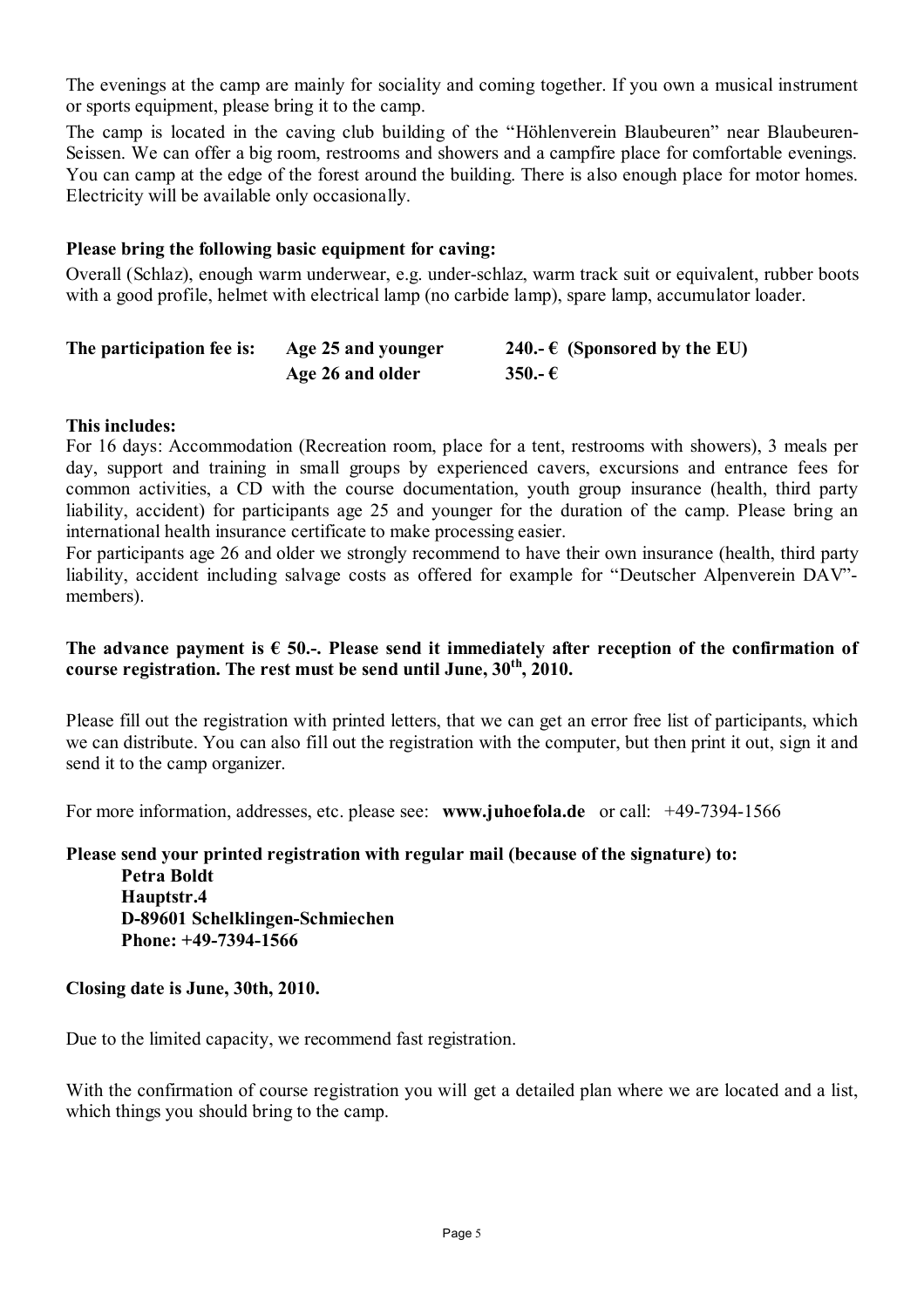The evenings at the camp are mainly for sociality and coming together. If you own a musical instrument or sports equipment, please bring it to the camp.

The camp is located in the caving club building of the "Höhlenverein Blaubeuren" near Blaubeuren-Seissen. We can offer a big room, restrooms and showers and a campfire place for comfortable evenings. You can camp at the edge of the forest around the building. There is also enough place for motor homes. Electricity will be available only occasionally.

**Please bring the following basic equipment for caving:**

Overall (Schlaz), enough warm underwear, e.g. under-schlaz, warm track suit or equivalent, rubber boots with a good profile, helmet with electrical lamp (no carbide lamp), spare lamp, accumulator loader.

| | | |
|---|---|---|
| **The participation fee is:** | **Age 25 and younger** | **240.- € (Sponsored by the EU)** |
| | **Age 26 and older** | **350.- €** |

**This includes:**

For 16 days: Accommodation (Recreation room, place for a tent, restrooms with showers), 3 meals per day, support and training in small groups by experienced cavers, excursions and entrance fees for common activities, a CD with the course documentation, youth group insurance (health, third party liability, accident) for participants age 25 and younger for the duration of the camp. Please bring an international health insurance certificate to make processing easier.

For participants age 26 and older we strongly recommend to have their own insurance (health, third party liability, accident including salvage costs as offered for example for "Deutscher Alpenverein DAV"-members).

**The advance payment is € 50.-. Please send it immediately after reception of the confirmation of course registration. The rest must be send until June, 30th, 2010.**

Please fill out the registration with printed letters, that we can get an error free list of participants, which we can distribute. You can also fill out the registration with the computer, but then print it out, sign it and send it to the camp organizer.

For more information, addresses, etc. please see: **www.juhoefola.de** or call: +49-7394-1566

**Please send your printed registration with regular mail (because of the signature) to:**

**Petra Boldt**
**Hauptstr.4**
**D-89601 Schelklingen-Schmiechen**
**Phone: +49-7394-1566**

**Closing date is June, 30th, 2010.**

Due to the limited capacity, we recommend fast registration.

With the confirmation of course registration you will get a detailed plan where we are located and a list, which things you should bring to the camp.